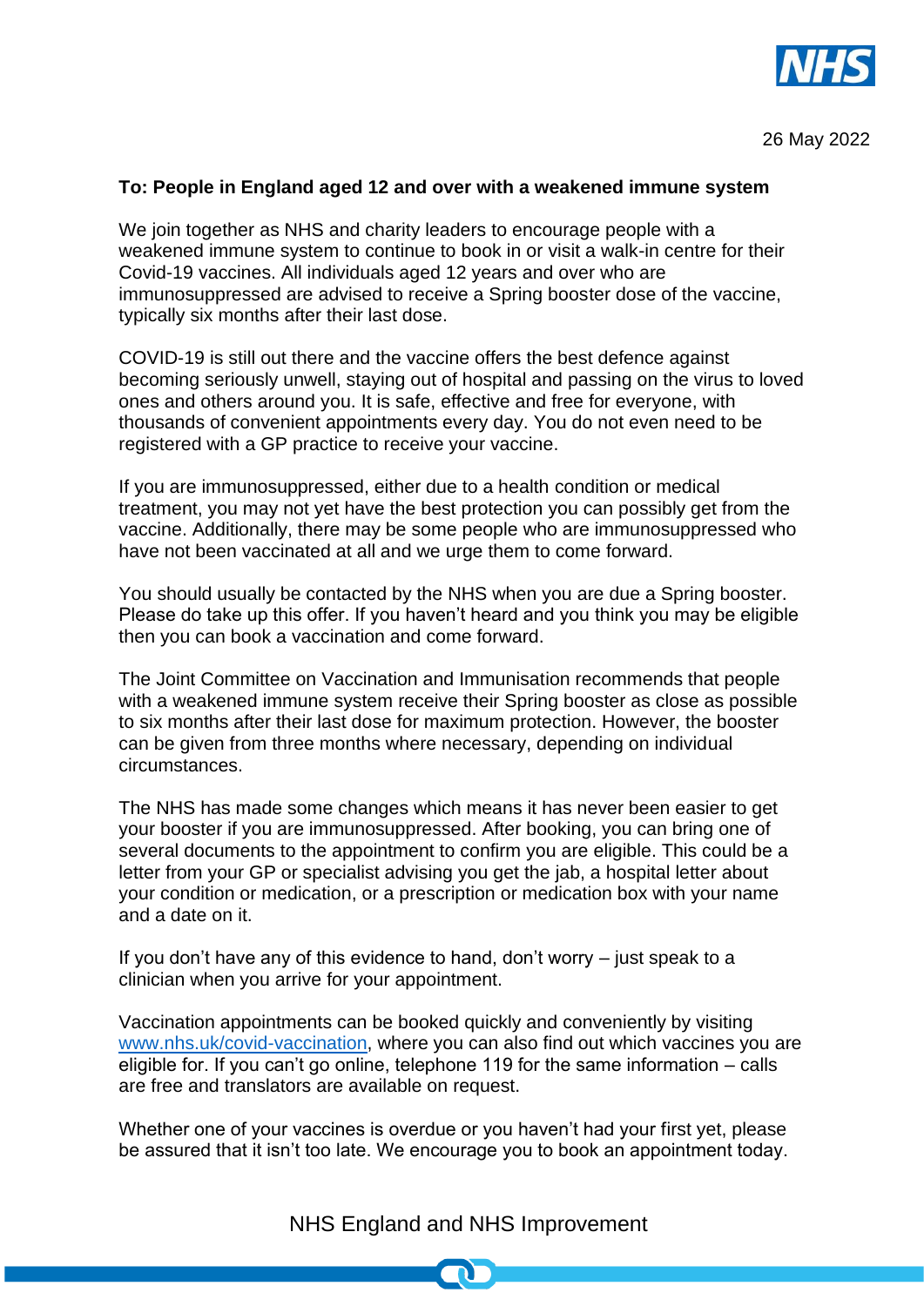26 May 2022

**To: People in England aged 12 and over with a weakened immune system**

We join together as NHS and charity leaders to encourage people with a weakened immune system to continue to book in or visit a walk-in centre for their Covid-19 vaccines. All individuals aged 12 years and over who are immunosuppressed are advised to receive a Spring booster dose of the vaccine, typically six months after their last dose.

COVID-19 is still out there and the vaccine offers the best defence against becoming seriously unwell, staying out of hospital and passing on the virus to loved ones and others around you. It is safe, effective and free for everyone, with thousands of convenient appointments every day. You do not even need to be registered with a GP practice to receive your vaccine.

If you are immunosuppressed, either due to a health condition or medical treatment, you may not yet have the best protection you can possibly get from the vaccine. Additionally, there may be some people who are immunosuppressed who have not been vaccinated at all and we urge them to come forward.

You should usually be contacted by the NHS when you are due a Spring booster. Please do take up this offer. If you haven't heard and you think you may be eligible then you can book a vaccination and come forward.

The Joint Committee on Vaccination and Immunisation recommends that people with a weakened immune system receive their Spring booster as close as possible to six months after their last dose for maximum protection. However, the booster can be given from three months where necessary, depending on individual circumstances.

The NHS has made some changes which means it has never been easier to get your booster if you are immunosuppressed. After booking, you can bring one of several documents to the appointment to confirm you are eligible. This could be a letter from your GP or specialist advising you get the jab, a hospital letter about your condition or medication, or a prescription or medication box with your name and a date on it.

If you don't have any of this evidence to hand, don't worry – just speak to a clinician when you arrive for your appointment.

Vaccination appointments can be booked quickly and conveniently by visiting [www.nhs.uk/covid-vaccination](http://www.nhs.uk/covid-vaccination), where you can also find out which vaccines you are eligible for. If you can't go online, telephone 119 for the same information – calls are free and translators are available on request.

Whether one of your vaccines is overdue or you haven't had your first yet, please be assured that it isn't too late. We encourage you to book an appointment today.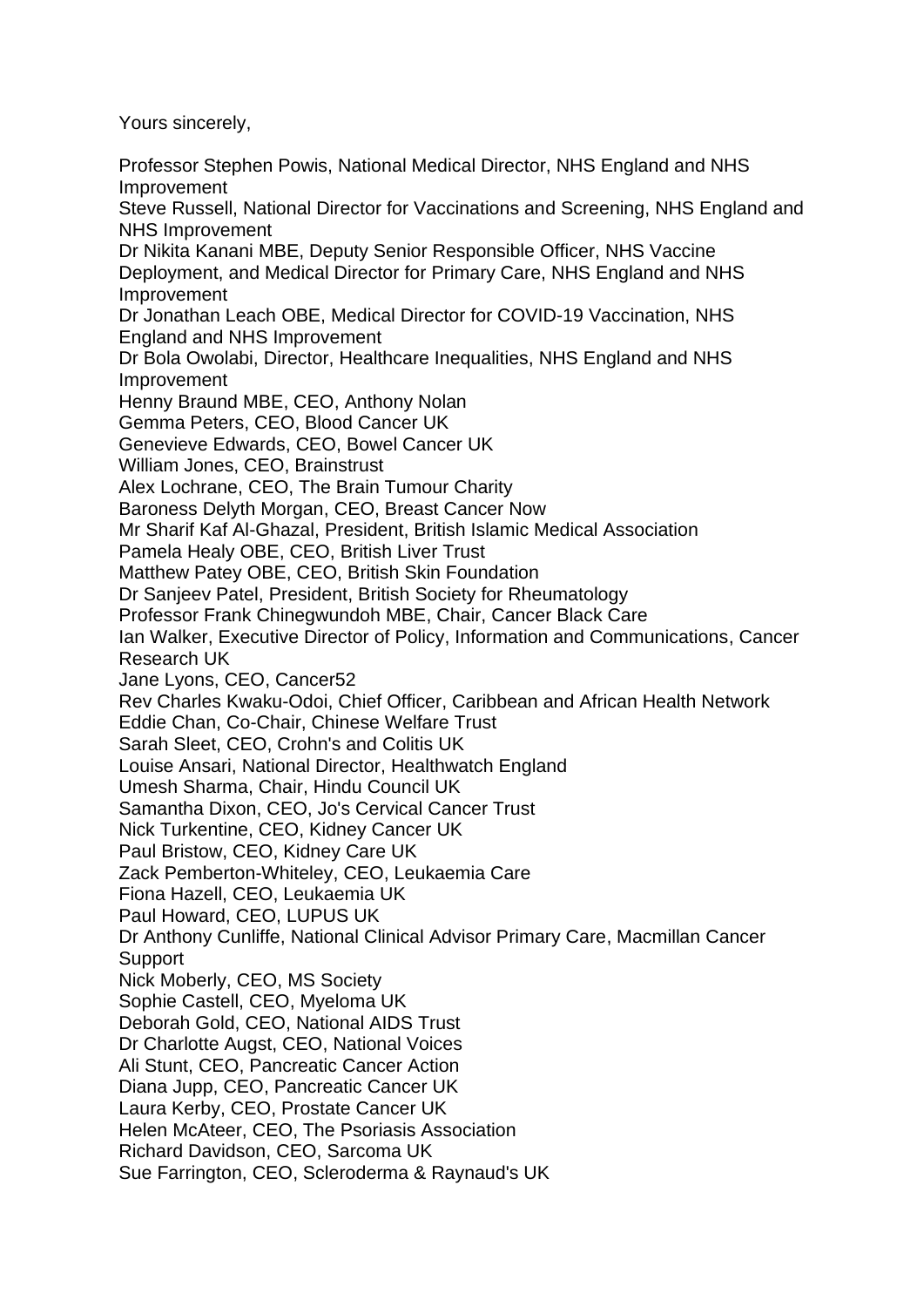Yours sincerely,

Professor Stephen Powis, National Medical Director, NHS England and NHS Improvement
Steve Russell, National Director for Vaccinations and Screening, NHS England and NHS Improvement
Dr Nikita Kanani MBE, Deputy Senior Responsible Officer, NHS Vaccine Deployment, and Medical Director for Primary Care, NHS England and NHS Improvement
Dr Jonathan Leach OBE, Medical Director for COVID-19 Vaccination, NHS England and NHS Improvement
Dr Bola Owolabi, Director, Healthcare Inequalities, NHS England and NHS Improvement
Henny Braund MBE, CEO, Anthony Nolan
Gemma Peters, CEO, Blood Cancer UK
Genevieve Edwards, CEO, Bowel Cancer UK
William Jones, CEO, Brainstrust
Alex Lochrane, CEO, The Brain Tumour Charity
Baroness Delyth Morgan, CEO, Breast Cancer Now
Mr Sharif Kaf Al-Ghazal, President, British Islamic Medical Association
Pamela Healy OBE, CEO, British Liver Trust
Matthew Patey OBE, CEO, British Skin Foundation
Dr Sanjeev Patel, President, British Society for Rheumatology
Professor Frank Chinegwundoh MBE, Chair, Cancer Black Care
Ian Walker, Executive Director of Policy, Information and Communications, Cancer Research UK
Jane Lyons, CEO, Cancer52
Rev Charles Kwaku-Odoi, Chief Officer, Caribbean and African Health Network
Eddie Chan, Co-Chair, Chinese Welfare Trust
Sarah Sleet, CEO, Crohn's and Colitis UK
Louise Ansari, National Director, Healthwatch England
Umesh Sharma, Chair, Hindu Council UK
Samantha Dixon, CEO, Jo's Cervical Cancer Trust
Nick Turkentine, CEO, Kidney Cancer UK
Paul Bristow, CEO, Kidney Care UK
Zack Pemberton-Whiteley, CEO, Leukaemia Care
Fiona Hazell, CEO, Leukaemia UK
Paul Howard, CEO, LUPUS UK
Dr Anthony Cunliffe, National Clinical Advisor Primary Care, Macmillan Cancer Support
Nick Moberly, CEO, MS Society
Sophie Castell, CEO, Myeloma UK
Deborah Gold, CEO, National AIDS Trust
Dr Charlotte Augst, CEO, National Voices
Ali Stunt, CEO, Pancreatic Cancer Action
Diana Jupp, CEO, Pancreatic Cancer UK
Laura Kerby, CEO, Prostate Cancer UK
Helen McAteer, CEO, The Psoriasis Association
Richard Davidson, CEO, Sarcoma UK
Sue Farrington, CEO, Scleroderma & Raynaud's UK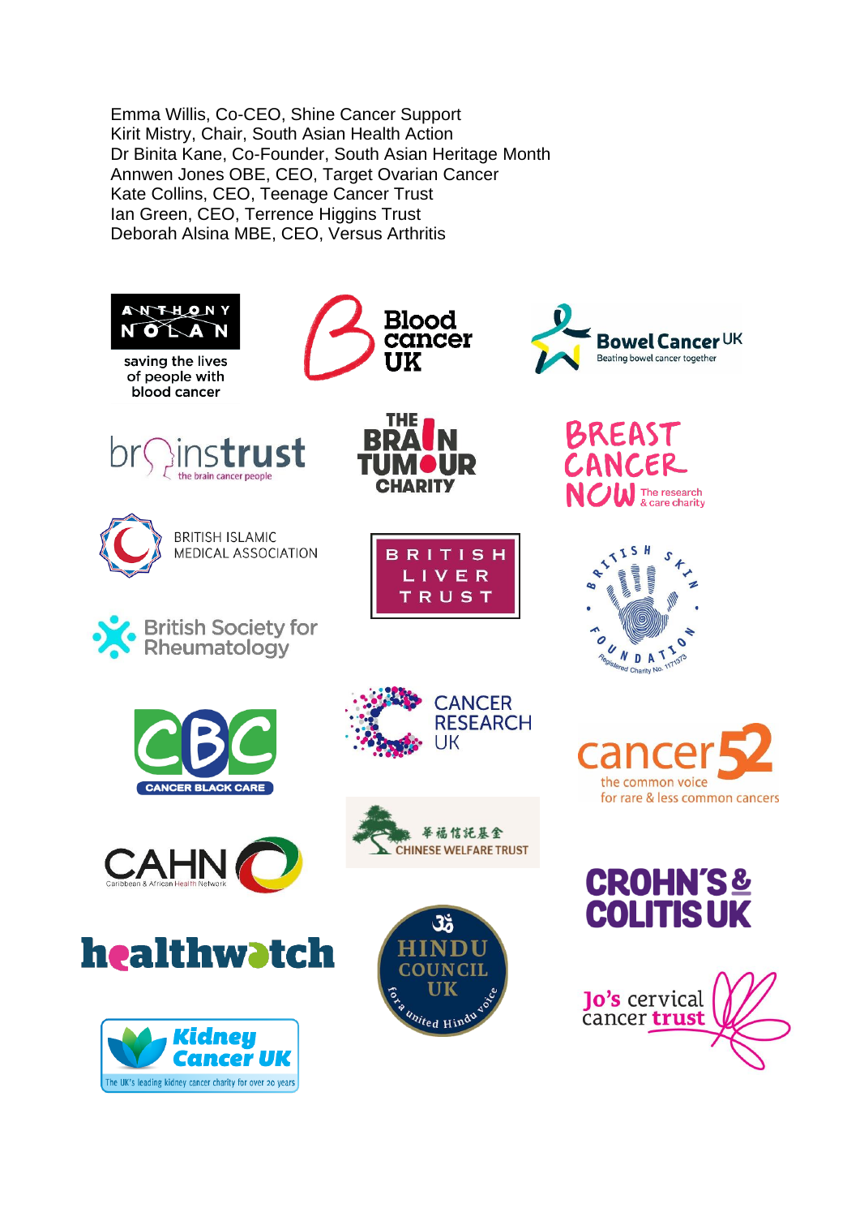Emma Willis, Co-CEO, Shine Cancer Support
Kirit Mistry, Chair, South Asian Health Action
Dr Binita Kane, Co-Founder, South Asian Heritage Month
Annwen Jones OBE, CEO, Target Ovarian Cancer
Kate Collins, CEO, Teenage Cancer Trust
Ian Green, CEO, Terrence Higgins Trust
Deborah Alsina MBE, CEO, Versus Arthritis

Anthony Nolan – saving the lives of people with blood cancer

Blood cancer UK

Bowel Cancer UK – Beating bowel cancer together

braintrust – the brain cancer people

The Brain Tumour Charity

Breast Cancer Now – The research & care charity

British Islamic Medical Association

British Liver Trust

British Skin Foundation – Registered Charity No. 1171573

British Society for Rheumatology

CBC – Cancer Black Care

Cancer Research UK

cancer52 – the common voice for rare & less common cancers

CAHN – Caribbean & African Health Network

華福信託基金 Chinese Welfare Trust

Crohn's & Colitis UK

healthwatch

Hindu Council UK – for a united Hindu voice

Jo's cervical cancer trust

Kidney Cancer UK – The UK's leading kidney cancer charity for over 20 years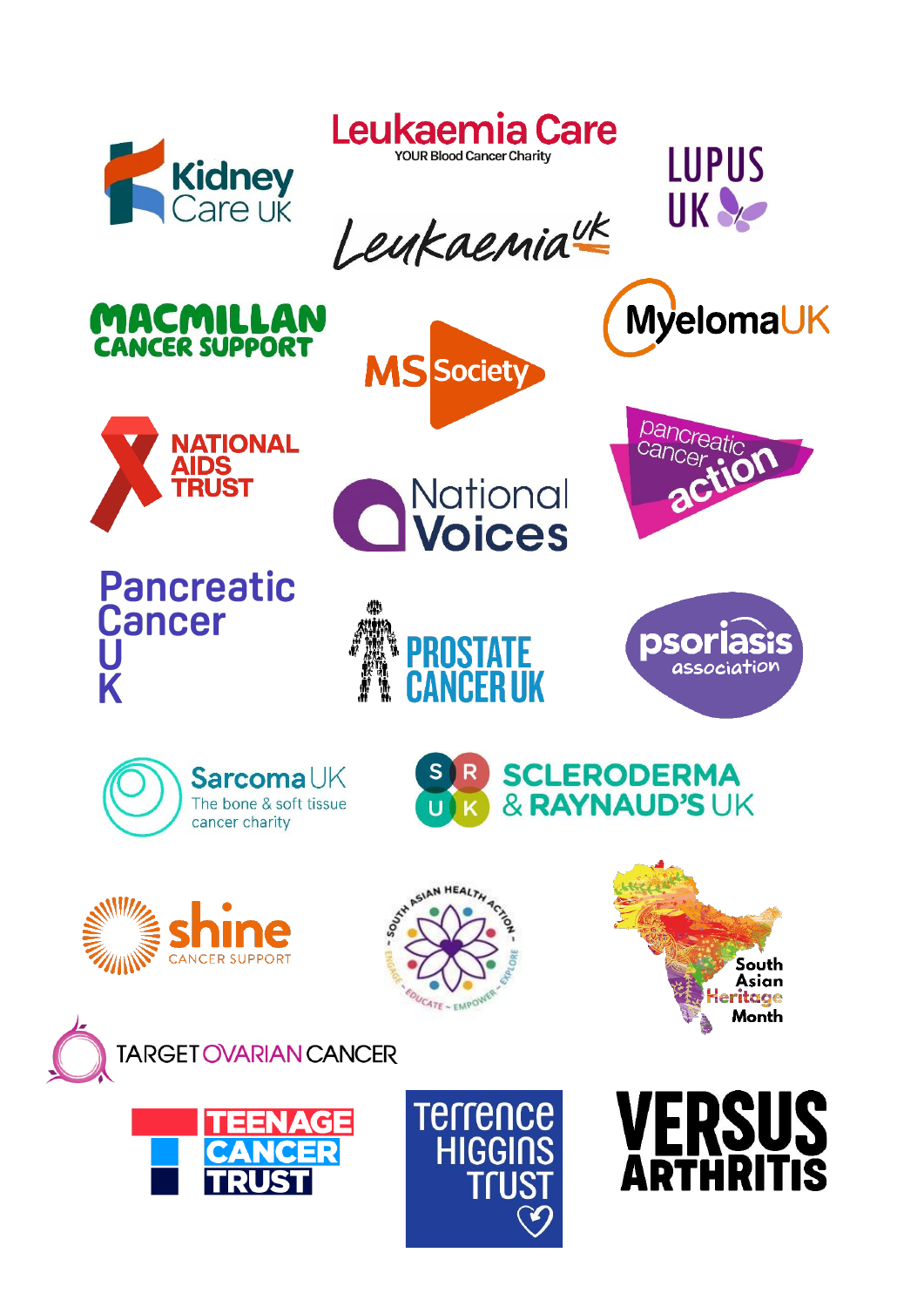Kidney Care UK

Leukaemia Care
YOUR Blood Cancer Charity

LUPUS UK

Leukaemia UK

MACMILLAN CANCER SUPPORT

MyelomaUK

MS Society

NATIONAL AIDS TRUST

National Voices

pancreatic cancer action

Pancreatic Cancer UK

PROSTATE CANCER UK

psoriasis association

SarcomaUK
The bone & soft tissue cancer charity

SCLERODERMA & RAYNAUD'S UK

shine CANCER SUPPORT

SOUTH ASIAN HEALTH ACTION
ENGAGE - EDUCATE - EMPOWER - EXPLORE

South Asian Heritage Month

TARGET OVARIAN CANCER

TEENAGE CANCER TRUST

Terrence Higgins Trust

VERSUS ARTHRITIS